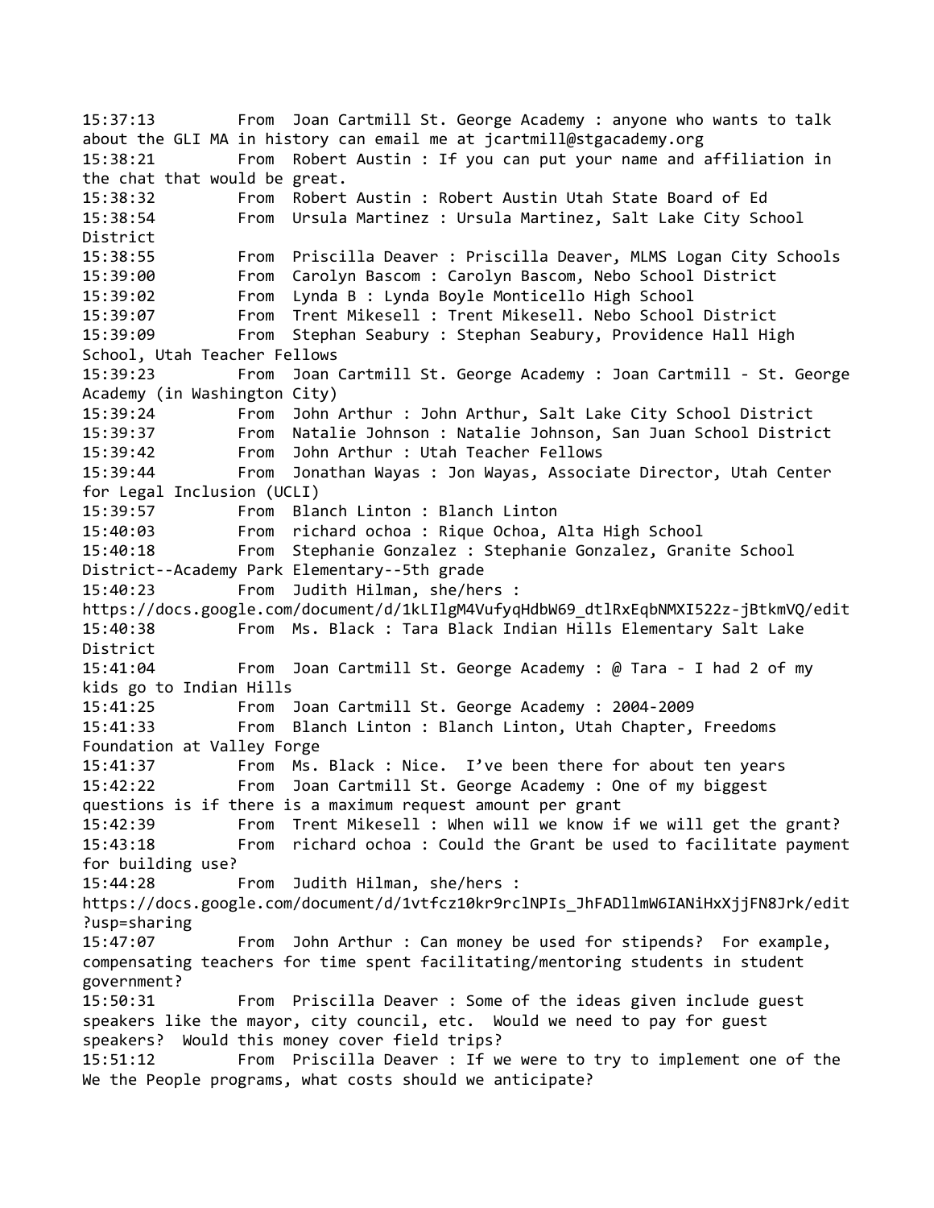15:37:13 From Joan Cartmill St. George Academy : anyone who wants to talk about the GLI MA in history can email me at jcartmill@stgacademy.org

15:38:21 From Robert Austin : If you can put your name and affiliation in the chat that would be great.

15:38:32 From Robert Austin : Robert Austin Utah State Board of Ed

15:38:54 From Ursula Martinez : Ursula Martinez, Salt Lake City School District

15:38:55 From Priscilla Deaver : Priscilla Deaver, MLMS Logan City Schools

15:39:00 From Carolyn Bascom : Carolyn Bascom, Nebo School District

15:39:02 From Lynda B : Lynda Boyle Monticello High School

15:39:07 From Trent Mikesell : Trent Mikesell. Nebo School District

15:39:09 From Stephan Seabury : Stephan Seabury, Providence Hall High School, Utah Teacher Fellows

15:39:23 From Joan Cartmill St. George Academy : Joan Cartmill - St. George Academy (in Washington City)

15:39:24 From John Arthur : John Arthur, Salt Lake City School District

15:39:37 From Natalie Johnson : Natalie Johnson, San Juan School District

15:39:42 From John Arthur : Utah Teacher Fellows

15:39:44 From Jonathan Wayas : Jon Wayas, Associate Director, Utah Center for Legal Inclusion (UCLI)

15:39:57 From Blanch Linton : Blanch Linton

15:40:03 From richard ochoa : Rique Ochoa, Alta High School

15:40:18 From Stephanie Gonzalez : Stephanie Gonzalez, Granite School District--Academy Park Elementary--5th grade

15:40:23 From Judith Hilman, she/hers : https://docs.google.com/document/d/1kLIlgM4VufyqHdbW69_dtlRxEqbNMXI522z-jBtkmVQ/edit

15:40:38 From Ms. Black : Tara Black Indian Hills Elementary Salt Lake District

15:41:04 From Joan Cartmill St. George Academy : @ Tara - I had 2 of my kids go to Indian Hills

15:41:25 From Joan Cartmill St. George Academy : 2004-2009

15:41:33 From Blanch Linton : Blanch Linton, Utah Chapter, Freedoms Foundation at Valley Forge

15:41:37 From Ms. Black : Nice. I've been there for about ten years

15:42:22 From Joan Cartmill St. George Academy : One of my biggest questions is if there is a maximum request amount per grant

15:42:39 From Trent Mikesell : When will we know if we will get the grant?

15:43:18 From richard ochoa : Could the Grant be used to facilitate payment for building use?

15:44:28 From Judith Hilman, she/hers : https://docs.google.com/document/d/1vtfcz10kr9rclNPIs_JhFADllmW6IANiHxXjjFN8Jrk/edit?usp=sharing

15:47:07 From John Arthur : Can money be used for stipends? For example, compensating teachers for time spent facilitating/mentoring students in student government?

15:50:31 From Priscilla Deaver : Some of the ideas given include guest speakers like the mayor, city council, etc. Would we need to pay for guest speakers? Would this money cover field trips?

15:51:12 From Priscilla Deaver : If we were to try to implement one of the We the People programs, what costs should we anticipate?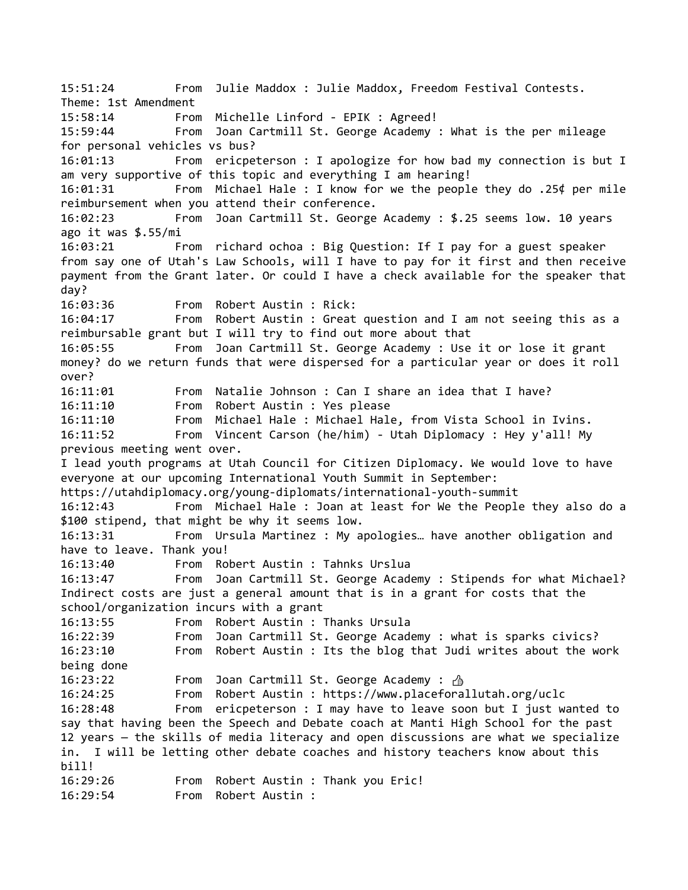15:51:24 From Julie Maddox : Julie Maddox, Freedom Festival Contests. Theme: 1st Amendment

15:58:14 From Michelle Linford - EPIK : Agreed!

15:59:44 From Joan Cartmill St. George Academy : What is the per mileage for personal vehicles vs bus?

16:01:13 From ericpeterson : I apologize for how bad my connection is but I am very supportive of this topic and everything I am hearing!

16:01:31 From Michael Hale : I know for we the people they do .25¢ per mile reimbursement when you attend their conference.

16:02:23 From Joan Cartmill St. George Academy : $.25 seems low. 10 years ago it was $.55/mi

16:03:21 From richard ochoa : Big Question: If I pay for a guest speaker from say one of Utah's Law Schools, will I have to pay for it first and then receive payment from the Grant later. Or could I have a check available for the speaker that day?

16:03:36 From Robert Austin : Rick:

16:04:17 From Robert Austin : Great question and I am not seeing this as a reimbursable grant but I will try to find out more about that

16:05:55 From Joan Cartmill St. George Academy : Use it or lose it grant money? do we return funds that were dispersed for a particular year or does it roll over?

16:11:01 From Natalie Johnson : Can I share an idea that I have?

16:11:10 From Robert Austin : Yes please

16:11:10 From Michael Hale : Michael Hale, from Vista School in Ivins.

16:11:52 From Vincent Carson (he/him) - Utah Diplomacy : Hey y'all! My previous meeting went over.
I lead youth programs at Utah Council for Citizen Diplomacy. We would love to have everyone at our upcoming International Youth Summit in September:
https://utahdiplomacy.org/young-diplomats/international-youth-summit

16:12:43 From Michael Hale : Joan at least for We the People they also do a $100 stipend, that might be why it seems low.

16:13:31 From Ursula Martinez : My apologies… have another obligation and have to leave. Thank you!

16:13:40 From Robert Austin : Tahnks Urslua

16:13:47 From Joan Cartmill St. George Academy : Stipends for what Michael? Indirect costs are just a general amount that is in a grant for costs that the school/organization incurs with a grant

16:13:55 From Robert Austin : Thanks Ursula

16:22:39 From Joan Cartmill St. George Academy : what is sparks civics?

16:23:10 From Robert Austin : Its the blog that Judi writes about the work being done

16:23:22 From Joan Cartmill St. George Academy : 👍

16:24:25 From Robert Austin : https://www.placeforallutah.org/uclc

16:28:48 From ericpeterson : I may have to leave soon but I just wanted to say that having been the Speech and Debate coach at Manti High School for the past 12 years — the skills of media literacy and open discussions are what we specialize in. I will be letting other debate coaches and history teachers know about this bill!

16:29:26 From Robert Austin : Thank you Eric!

16:29:54 From Robert Austin :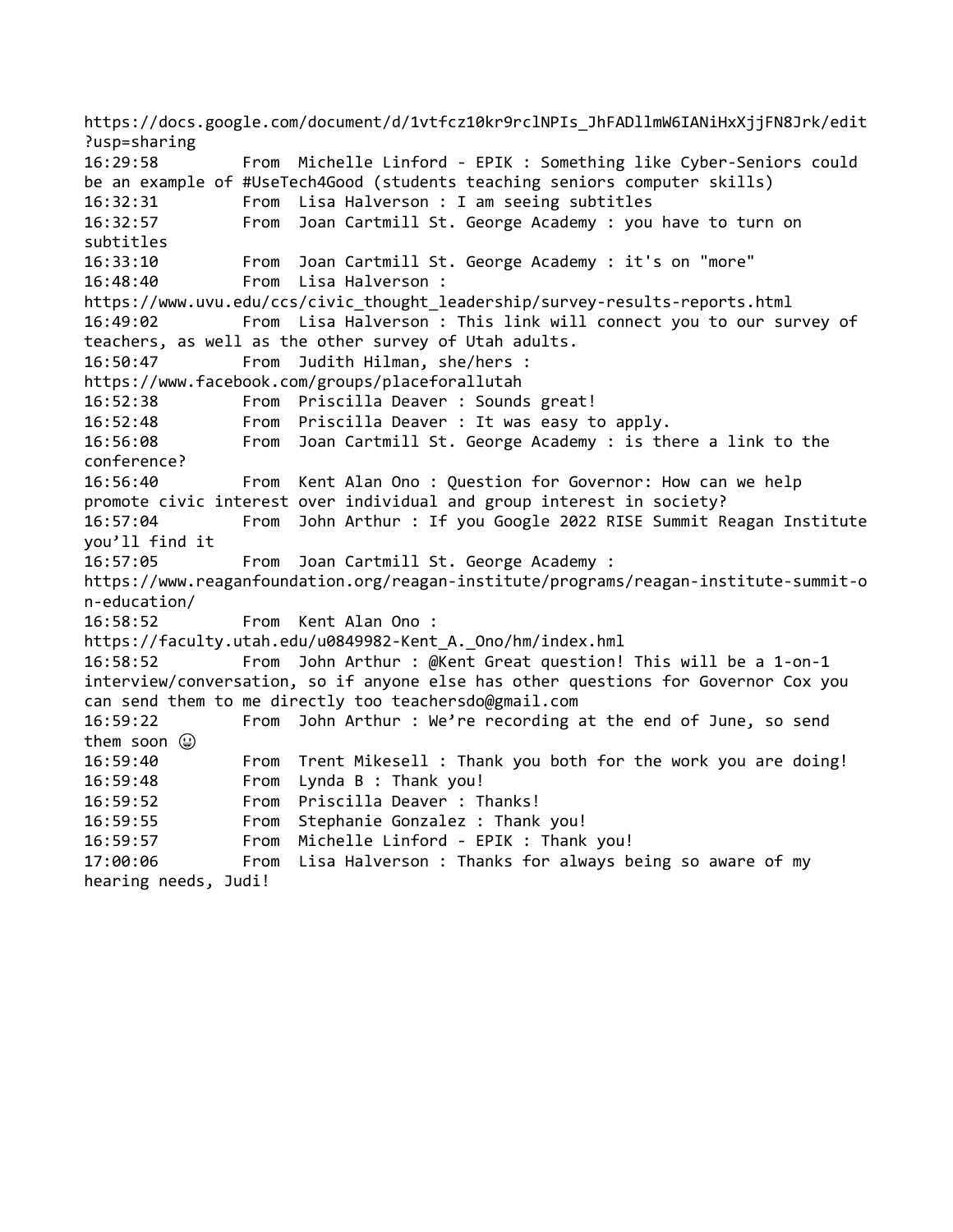https://docs.google.com/document/d/1vtfcz10kr9rclNPIs_JhFADllmW6IANiHxXjjFN8Jrk/edit?usp=sharing

16:29:58 From Michelle Linford - EPIK : Something like Cyber-Seniors could be an example of #UseTech4Good (students teaching seniors computer skills)

16:32:31 From Lisa Halverson : I am seeing subtitles

16:32:57 From Joan Cartmill St. George Academy : you have to turn on subtitles

16:33:10 From Joan Cartmill St. George Academy : it's on "more"

16:48:40 From Lisa Halverson : https://www.uvu.edu/ccs/civic_thought_leadership/survey-results-reports.html

16:49:02 From Lisa Halverson : This link will connect you to our survey of teachers, as well as the other survey of Utah adults.

16:50:47 From Judith Hilman, she/hers : https://www.facebook.com/groups/placeforallutah

16:52:38 From Priscilla Deaver : Sounds great!

16:52:48 From Priscilla Deaver : It was easy to apply.

16:56:08 From Joan Cartmill St. George Academy : is there a link to the conference?

16:56:40 From Kent Alan Ono : Question for Governor: How can we help promote civic interest over individual and group interest in society?

16:57:04 From John Arthur : If you Google 2022 RISE Summit Reagan Institute you'll find it

16:57:05 From Joan Cartmill St. George Academy : https://www.reaganfoundation.org/reagan-institute/programs/reagan-institute-summit-on-education/

16:58:52 From Kent Alan Ono : https://faculty.utah.edu/u0849982-Kent_A._Ono/hm/index.hml

16:58:52 From John Arthur : @Kent Great question! This will be a 1-on-1 interview/conversation, so if anyone else has other questions for Governor Cox you can send them to me directly too teachersdo@gmail.com

16:59:22 From John Arthur : We're recording at the end of June, so send them soon 😀

16:59:40 From Trent Mikesell : Thank you both for the work you are doing!

16:59:48 From Lynda B : Thank you!

16:59:52 From Priscilla Deaver : Thanks!

16:59:55 From Stephanie Gonzalez : Thank you!

16:59:57 From Michelle Linford - EPIK : Thank you!

17:00:06 From Lisa Halverson : Thanks for always being so aware of my hearing needs, Judi!